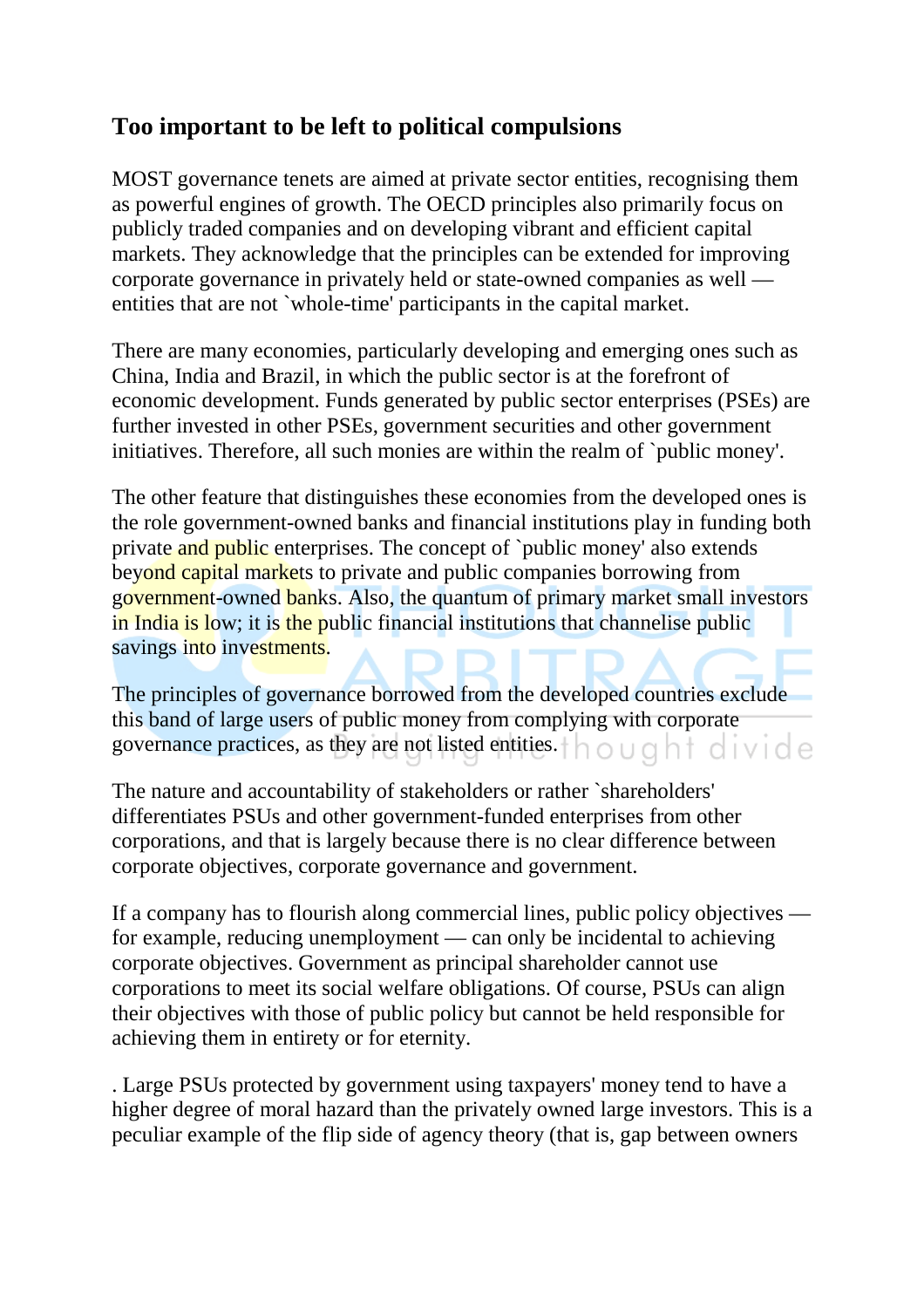## Too important to be left to political compulsions

MOST governance tenets are aimed at private sector entities, recognising them as powerful engines of growth. The OECD principles also primarily focus on publicly traded companies and on developing vibrant and efficient capital markets. They acknowledge that the principles can be extended for improving corporate governance in privately held or state-owned companies as well — entities that are not `whole-time' participants in the capital market.

There are many economies, particularly developing and emerging ones such as China, India and Brazil, in which the public sector is at the forefront of economic development. Funds generated by public sector enterprises (PSEs) are further invested in other PSEs, government securities and other government initiatives. Therefore, all such monies are within the realm of `public money'.

The other feature that distinguishes these economies from the developed ones is the role government-owned banks and financial institutions play in funding both private and public enterprises. The concept of `public money' also extends beyond capital markets to private and public companies borrowing from government-owned banks. Also, the quantum of primary market small investors in India is low; it is the public financial institutions that channelise public savings into investments.

The principles of governance borrowed from the developed countries exclude this band of large users of public money from complying with corporate governance practices, as they are not listed entities.

The nature and accountability of stakeholders or rather `shareholders' differentiates PSUs and other government-funded enterprises from other corporations, and that is largely because there is no clear difference between corporate objectives, corporate governance and government.

If a company has to flourish along commercial lines, public policy objectives — for example, reducing unemployment — can only be incidental to achieving corporate objectives. Government as principal shareholder cannot use corporations to meet its social welfare obligations. Of course, PSUs can align their objectives with those of public policy but cannot be held responsible for achieving them in entirety or for eternity.

. Large PSUs protected by government using taxpayers' money tend to have a higher degree of moral hazard than the privately owned large investors. This is a peculiar example of the flip side of agency theory (that is, gap between owners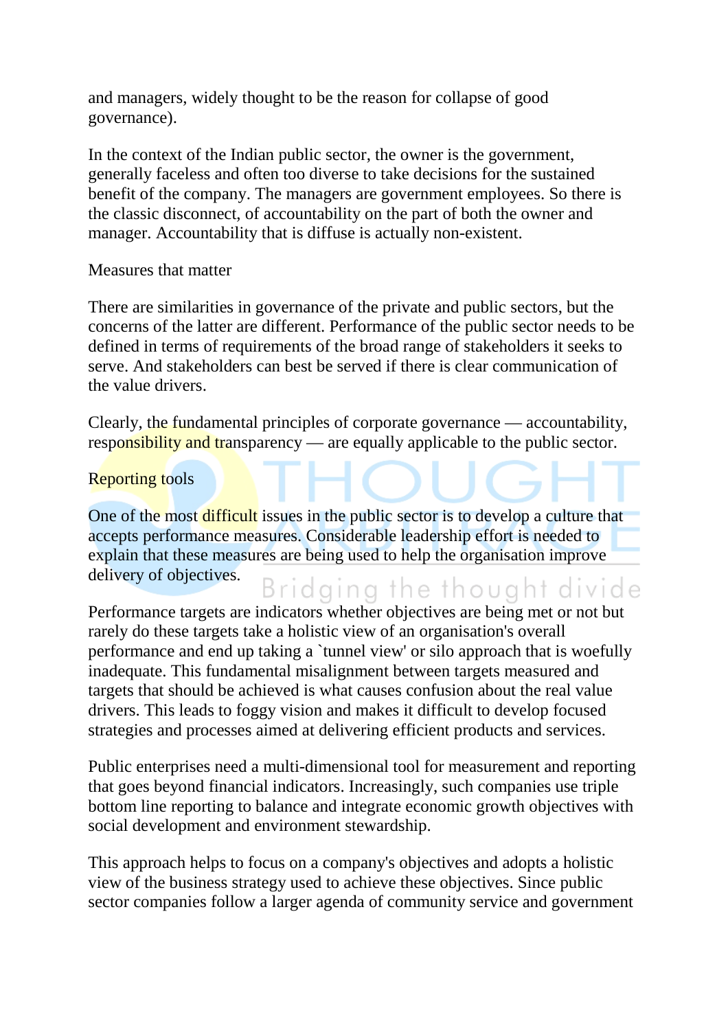and managers, widely thought to be the reason for collapse of good governance).

In the context of the Indian public sector, the owner is the government, generally faceless and often too diverse to take decisions for the sustained benefit of the company. The managers are government employees. So there is the classic disconnect, of accountability on the part of both the owner and manager. Accountability that is diffuse is actually non-existent.

## Measures that matter

There are similarities in governance of the private and public sectors, but the concerns of the latter are different. Performance of the public sector needs to be defined in terms of requirements of the broad range of stakeholders it seeks to serve. And stakeholders can best be served if there is clear communication of the value drivers.

Clearly, the fundamental principles of corporate governance — accountability, responsibility and transparency — are equally applicable to the public sector.

## Reporting tools

One of the most difficult issues in the public sector is to develop a culture that accepts performance measures. Considerable leadership effort is needed to explain that these measures are being used to help the organisation improve delivery of objectives.

Performance targets are indicators whether objectives are being met or not but rarely do these targets take a holistic view of an organisation's overall performance and end up taking a `tunnel view' or silo approach that is woefully inadequate. This fundamental misalignment between targets measured and targets that should be achieved is what causes confusion about the real value drivers. This leads to foggy vision and makes it difficult to develop focused strategies and processes aimed at delivering efficient products and services.

Public enterprises need a multi-dimensional tool for measurement and reporting that goes beyond financial indicators. Increasingly, such companies use triple bottom line reporting to balance and integrate economic growth objectives with social development and environment stewardship.

This approach helps to focus on a company's objectives and adopts a holistic view of the business strategy used to achieve these objectives. Since public sector companies follow a larger agenda of community service and government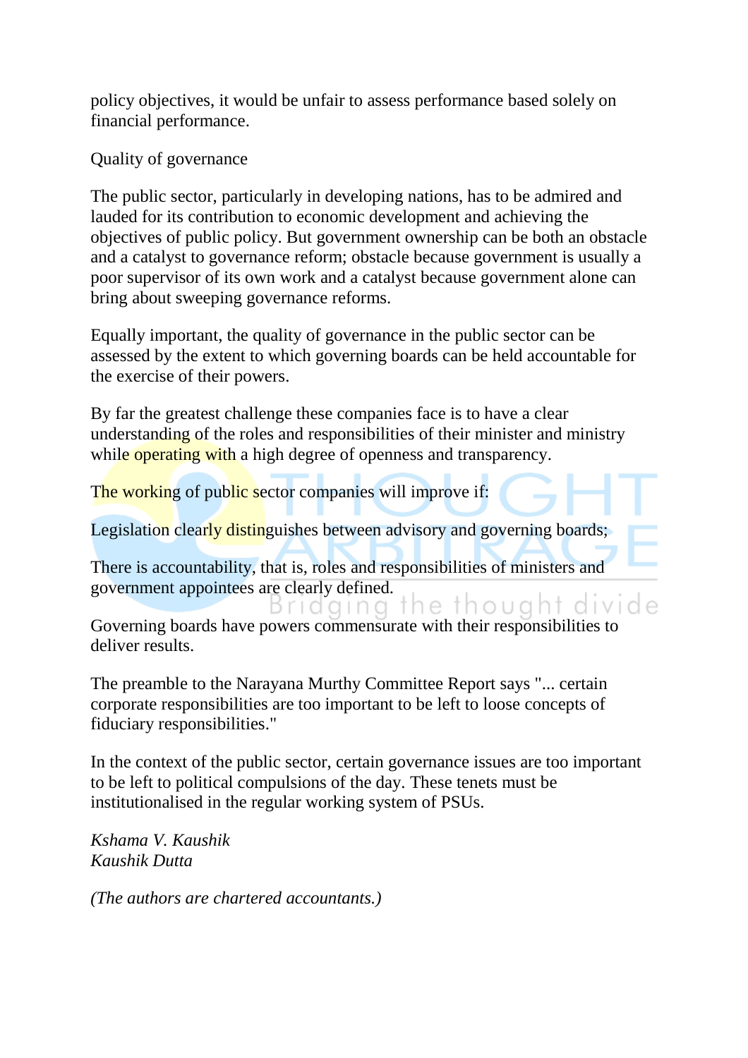policy objectives, it would be unfair to assess performance based solely on financial performance.

## Quality of governance

The public sector, particularly in developing nations, has to be admired and lauded for its contribution to economic development and achieving the objectives of public policy. But government ownership can be both an obstacle and a catalyst to governance reform; obstacle because government is usually a poor supervisor of its own work and a catalyst because government alone can bring about sweeping governance reforms.

Equally important, the quality of governance in the public sector can be assessed by the extent to which governing boards can be held accountable for the exercise of their powers.

By far the greatest challenge these companies face is to have a clear understanding of the roles and responsibilities of their minister and ministry while operating with a high degree of openness and transparency.

The working of public sector companies will improve if:

Legislation clearly distinguishes between advisory and governing boards;

There is accountability, that is, roles and responsibilities of ministers and government appointees are clearly defined.

Governing boards have powers commensurate with their responsibilities to deliver results.

The preamble to the Narayana Murthy Committee Report says "... certain corporate responsibilities are too important to be left to loose concepts of fiduciary responsibilities."

In the context of the public sector, certain governance issues are too important to be left to political compulsions of the day. These tenets must be institutionalised in the regular working system of PSUs.

*Kshama V. Kaushik*
*Kaushik Dutta*

*(The authors are chartered accountants.)*